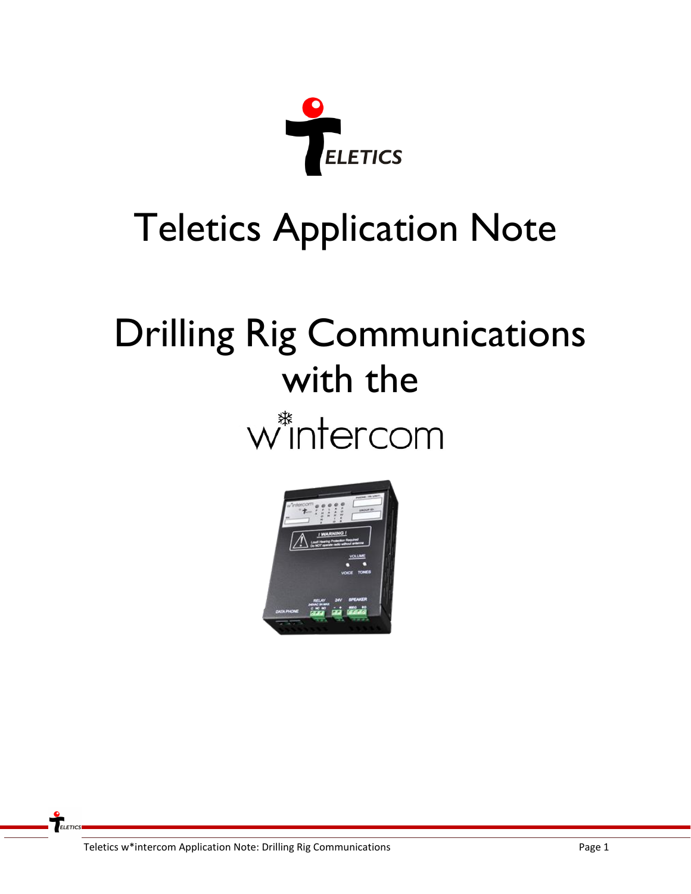# Teletics Application Note

# Drilling Rig Communications with the w*intercom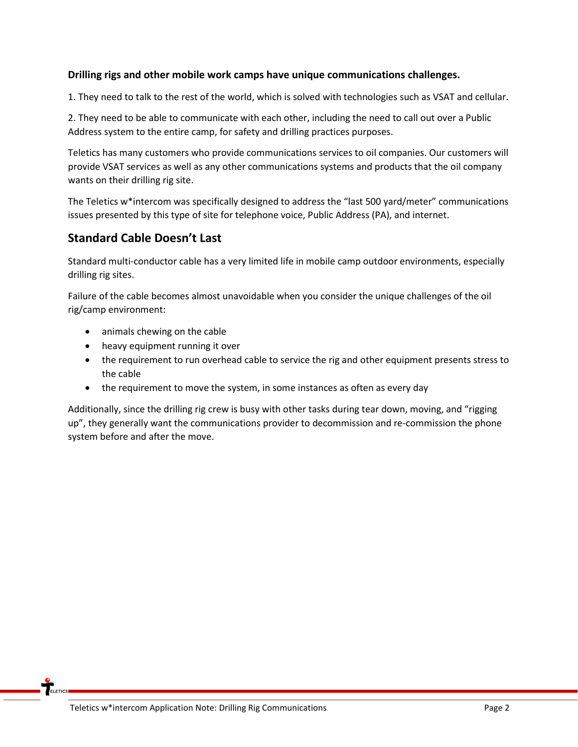**Drilling rigs and other mobile work camps have unique communications challenges.**

1. They need to talk to the rest of the world, which is solved with technologies such as VSAT and cellular.

2. They need to be able to communicate with each other, including the need to call out over a Public Address system to the entire camp, for safety and drilling practices purposes.

Teletics has many customers who provide communications services to oil companies. Our customers will provide VSAT services as well as any other communications systems and products that the oil company wants on their drilling rig site.

The Teletics w*intercom was specifically designed to address the "last 500 yard/meter" communications issues presented by this type of site for telephone voice, Public Address (PA), and internet.

## Standard Cable Doesn't Last

Standard multi-conductor cable has a very limited life in mobile camp outdoor environments, especially drilling rig sites.

Failure of the cable becomes almost unavoidable when you consider the unique challenges of the oil rig/camp environment:

- animals chewing on the cable
- heavy equipment running it over
- the requirement to run overhead cable to service the rig and other equipment presents stress to the cable
- the requirement to move the system, in some instances as often as every day

Additionally, since the drilling rig crew is busy with other tasks during tear down, moving, and "rigging up", they generally want the communications provider to decommission and re-commission the phone system before and after the move.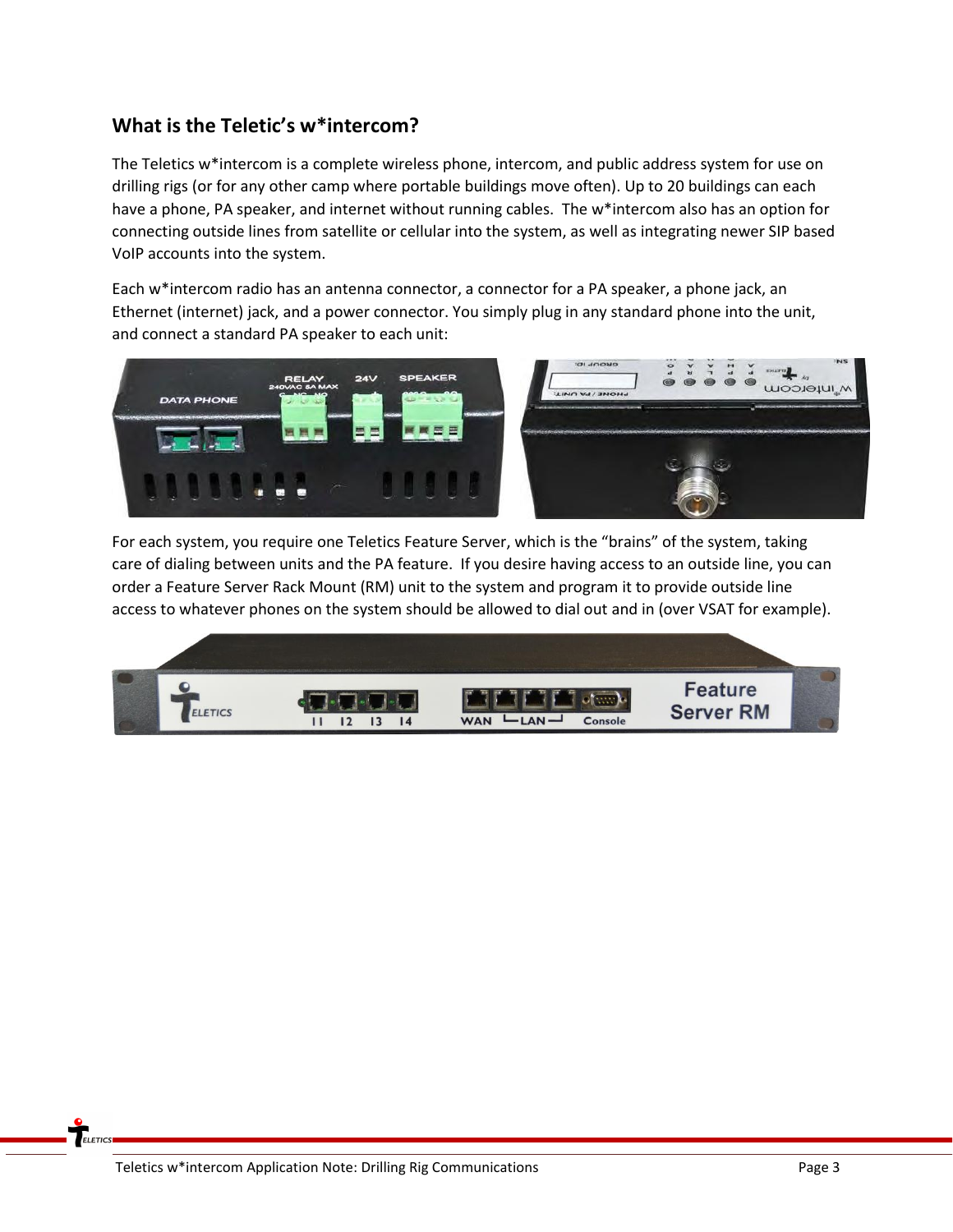## What is the Teletic's w*intercom?

The Teletics w*intercom is a complete wireless phone, intercom, and public address system for use on drilling rigs (or for any other camp where portable buildings move often). Up to 20 buildings can each have a phone, PA speaker, and internet without running cables. The w*intercom also has an option for connecting outside lines from satellite or cellular into the system, as well as integrating newer SIP based VoIP accounts into the system.

Each w*intercom radio has an antenna connector, a connector for a PA speaker, a phone jack, an Ethernet (internet) jack, and a power connector. You simply plug in any standard phone into the unit, and connect a standard PA speaker to each unit:

For each system, you require one Teletics Feature Server, which is the "brains" of the system, taking care of dialing between units and the PA feature. If you desire having access to an outside line, you can order a Feature Server Rack Mount (RM) unit to the system and program it to provide outside line access to whatever phones on the system should be allowed to dial out and in (over VSAT for example).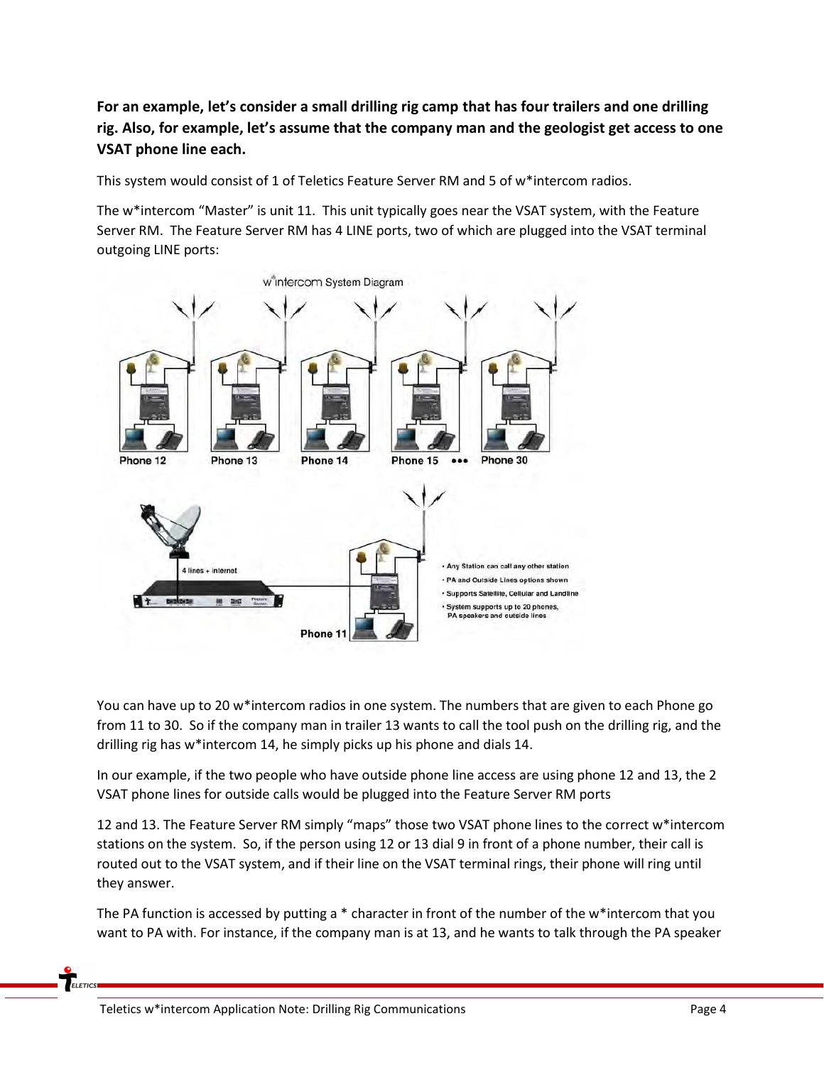**For an example, let's consider a small drilling rig camp that has four trailers and one drilling rig. Also, for example, let's assume that the company man and the geologist get access to one VSAT phone line each.**

This system would consist of 1 of Teletics Feature Server RM and 5 of w*intercom radios.

The w*intercom "Master" is unit 11. This unit typically goes near the VSAT system, with the Feature Server RM. The Feature Server RM has 4 LINE ports, two of which are plugged into the VSAT terminal outgoing LINE ports:

w*intercom System Diagram

Phone 12 | Phone 13 | Phone 14 | Phone 15 ••• | Phone 30

4 lines + internet

Phone 11

- Any Station can call any other station
- PA and Outside Lines options shown
- Supports Satellite, Cellular and Landline
- System supports up to 20 phones, PA speakers and outside lines

You can have up to 20 w*intercom radios in one system. The numbers that are given to each Phone go from 11 to 30. So if the company man in trailer 13 wants to call the tool push on the drilling rig, and the drilling rig has w*intercom 14, he simply picks up his phone and dials 14.

In our example, if the two people who have outside phone line access are using phone 12 and 13, the 2 VSAT phone lines for outside calls would be plugged into the Feature Server RM ports

12 and 13. The Feature Server RM simply "maps" those two VSAT phone lines to the correct w*intercom stations on the system. So, if the person using 12 or 13 dial 9 in front of a phone number, their call is routed out to the VSAT system, and if their line on the VSAT terminal rings, their phone will ring until they answer.

The PA function is accessed by putting a * character in front of the number of the w*intercom that you want to PA with. For instance, if the company man is at 13, and he wants to talk through the PA speaker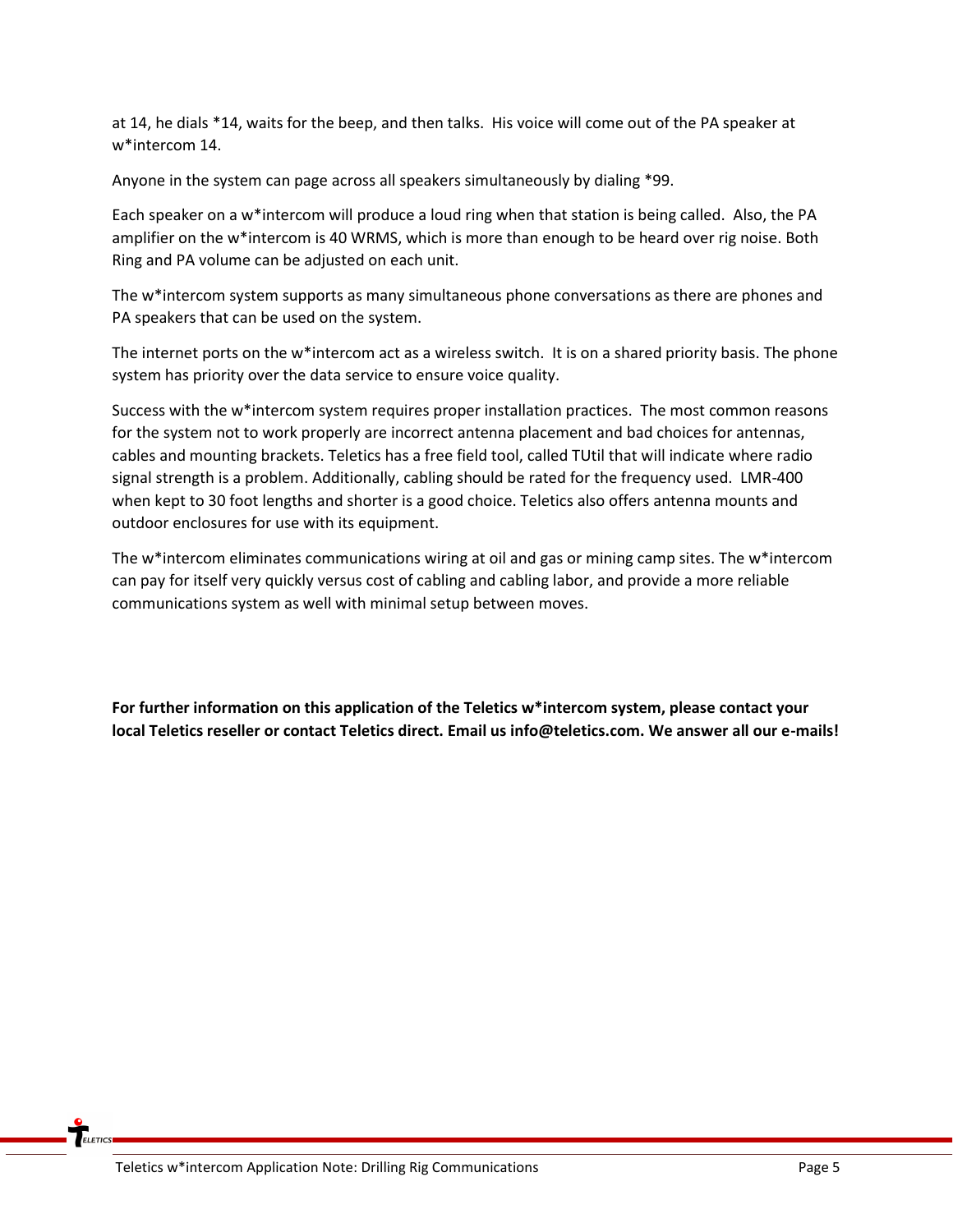at 14, he dials *14, waits for the beep, and then talks. His voice will come out of the PA speaker at w*intercom 14.

Anyone in the system can page across all speakers simultaneously by dialing *99.

Each speaker on a w*intercom will produce a loud ring when that station is being called. Also, the PA amplifier on the w*intercom is 40 WRMS, which is more than enough to be heard over rig noise. Both Ring and PA volume can be adjusted on each unit.

The w*intercom system supports as many simultaneous phone conversations as there are phones and PA speakers that can be used on the system.

The internet ports on the w*intercom act as a wireless switch. It is on a shared priority basis. The phone system has priority over the data service to ensure voice quality.

Success with the w*intercom system requires proper installation practices. The most common reasons for the system not to work properly are incorrect antenna placement and bad choices for antennas, cables and mounting brackets. Teletics has a free field tool, called TUtil that will indicate where radio signal strength is a problem. Additionally, cabling should be rated for the frequency used. LMR-400 when kept to 30 foot lengths and shorter is a good choice. Teletics also offers antenna mounts and outdoor enclosures for use with its equipment.

The w*intercom eliminates communications wiring at oil and gas or mining camp sites. The w*intercom can pay for itself very quickly versus cost of cabling and cabling labor, and provide a more reliable communications system as well with minimal setup between moves.

**For further information on this application of the Teletics w*intercom system, please contact your local Teletics reseller or contact Teletics direct. Email us info@teletics.com. We answer all our e-mails!**